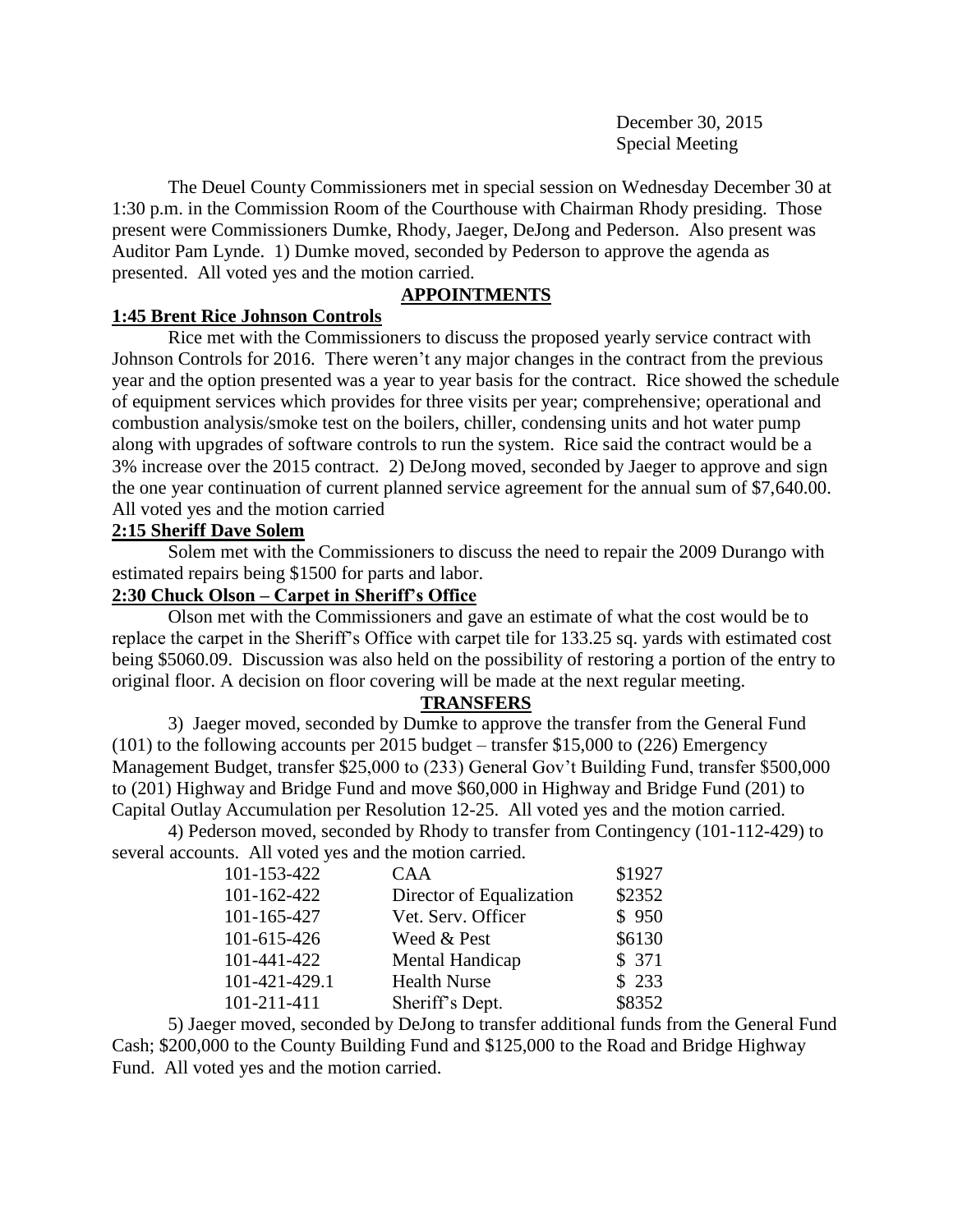December 30, 2015
Special Meeting

The Deuel County Commissioners met in special session on Wednesday December 30 at 1:30 p.m. in the Commission Room of the Courthouse with Chairman Rhody presiding. Those present were Commissioners Dumke, Rhody, Jaeger, DeJong and Pederson. Also present was Auditor Pam Lynde. 1) Dumke moved, seconded by Pederson to approve the agenda as presented. All voted yes and the motion carried.

## APPOINTMENTS

### 1:45 Brent Rice Johnson Controls

Rice met with the Commissioners to discuss the proposed yearly service contract with Johnson Controls for 2016. There weren't any major changes in the contract from the previous year and the option presented was a year to year basis for the contract. Rice showed the schedule of equipment services which provides for three visits per year; comprehensive; operational and combustion analysis/smoke test on the boilers, chiller, condensing units and hot water pump along with upgrades of software controls to run the system. Rice said the contract would be a 3% increase over the 2015 contract. 2) DeJong moved, seconded by Jaeger to approve and sign the one year continuation of current planned service agreement for the annual sum of $7,640.00. All voted yes and the motion carried

### 2:15 Sheriff Dave Solem

Solem met with the Commissioners to discuss the need to repair the 2009 Durango with estimated repairs being $1500 for parts and labor.

### 2:30 Chuck Olson – Carpet in Sheriff's Office

Olson met with the Commissioners and gave an estimate of what the cost would be to replace the carpet in the Sheriff's Office with carpet tile for 133.25 sq. yards with estimated cost being $5060.09. Discussion was also held on the possibility of restoring a portion of the entry to original floor. A decision on floor covering will be made at the next regular meeting.

## TRANSFERS

3) Jaeger moved, seconded by Dumke to approve the transfer from the General Fund (101) to the following accounts per 2015 budget – transfer $15,000 to (226) Emergency Management Budget, transfer $25,000 to (233) General Gov't Building Fund, transfer $500,000 to (201) Highway and Bridge Fund and move $60,000 in Highway and Bridge Fund (201) to Capital Outlay Accumulation per Resolution 12-25. All voted yes and the motion carried.

4) Pederson moved, seconded by Rhody to transfer from Contingency (101-112-429) to several accounts. All voted yes and the motion carried.

| | | |
|---|---|---|
| 101-153-422 | CAA | $1927 |
| 101-162-422 | Director of Equalization | $2352 |
| 101-165-427 | Vet. Serv. Officer | $ 950 |
| 101-615-426 | Weed & Pest | $6130 |
| 101-441-422 | Mental Handicap | $ 371 |
| 101-421-429.1 | Health Nurse | $ 233 |
| 101-211-411 | Sheriff's Dept. | $8352 |

5) Jaeger moved, seconded by DeJong to transfer additional funds from the General Fund Cash; $200,000 to the County Building Fund and $125,000 to the Road and Bridge Highway Fund. All voted yes and the motion carried.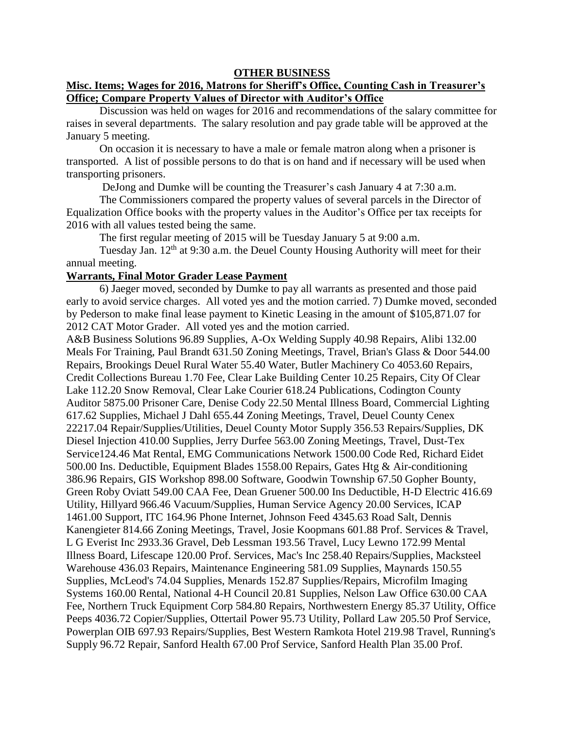**OTHER BUSINESS**

**Misc. Items; Wages for 2016, Matrons for Sheriff's Office, Counting Cash in Treasurer's Office; Compare Property Values of Director with Auditor's Office**

Discussion was held on wages for 2016 and recommendations of the salary committee for raises in several departments. The salary resolution and pay grade table will be approved at the January 5 meeting.

On occasion it is necessary to have a male or female matron along when a prisoner is transported. A list of possible persons to do that is on hand and if necessary will be used when transporting prisoners.

DeJong and Dumke will be counting the Treasurer's cash January 4 at 7:30 a.m.

The Commissioners compared the property values of several parcels in the Director of Equalization Office books with the property values in the Auditor's Office per tax receipts for 2016 with all values tested being the same.

The first regular meeting of 2015 will be Tuesday January 5 at 9:00 a.m.

Tuesday Jan. 12th at 9:30 a.m. the Deuel County Housing Authority will meet for their annual meeting.

**Warrants, Final Motor Grader Lease Payment**

6) Jaeger moved, seconded by Dumke to pay all warrants as presented and those paid early to avoid service charges. All voted yes and the motion carried. 7) Dumke moved, seconded by Pederson to make final lease payment to Kinetic Leasing in the amount of $105,871.07 for 2012 CAT Motor Grader. All voted yes and the motion carried.

A&B Business Solutions 96.89 Supplies, A-Ox Welding Supply 40.98 Repairs, Alibi 132.00 Meals For Training, Paul Brandt 631.50 Zoning Meetings, Travel, Brian's Glass & Door 544.00 Repairs, Brookings Deuel Rural Water 55.40 Water, Butler Machinery Co 4053.60 Repairs, Credit Collections Bureau 1.70 Fee, Clear Lake Building Center 10.25 Repairs, City Of Clear Lake 112.20 Snow Removal, Clear Lake Courier 618.24 Publications, Codington County Auditor 5875.00 Prisoner Care, Denise Cody 22.50 Mental Illness Board, Commercial Lighting 617.62 Supplies, Michael J Dahl 655.44 Zoning Meetings, Travel, Deuel County Cenex 22217.04 Repair/Supplies/Utilities, Deuel County Motor Supply 356.53 Repairs/Supplies, DK Diesel Injection 410.00 Supplies, Jerry Durfee 563.00 Zoning Meetings, Travel, Dust-Tex Service124.46 Mat Rental, EMG Communications Network 1500.00 Code Red, Richard Eidet 500.00 Ins. Deductible, Equipment Blades 1558.00 Repairs, Gates Htg & Air-conditioning 386.96 Repairs, GIS Workshop 898.00 Software, Goodwin Township 67.50 Gopher Bounty, Green Roby Oviatt 549.00 CAA Fee, Dean Gruener 500.00 Ins Deductible, H-D Electric 416.69 Utility, Hillyard 966.46 Vacuum/Supplies, Human Service Agency 20.00 Services, ICAP 1461.00 Support, ITC 164.96 Phone Internet, Johnson Feed 4345.63 Road Salt, Dennis Kanengieter 814.66 Zoning Meetings, Travel, Josie Koopmans 601.88 Prof. Services & Travel, L G Everist Inc 2933.36 Gravel, Deb Lessman 193.56 Travel, Lucy Lewno 172.99 Mental Illness Board, Lifescape 120.00 Prof. Services, Mac's Inc 258.40 Repairs/Supplies, Macksteel Warehouse 436.03 Repairs, Maintenance Engineering 581.09 Supplies, Maynards 150.55 Supplies, McLeod's 74.04 Supplies, Menards 152.87 Supplies/Repairs, Microfilm Imaging Systems 160.00 Rental, National 4-H Council 20.81 Supplies, Nelson Law Office 630.00 CAA Fee, Northern Truck Equipment Corp 584.80 Repairs, Northwestern Energy 85.37 Utility, Office Peeps 4036.72 Copier/Supplies, Ottertail Power 95.73 Utility, Pollard Law 205.50 Prof Service, Powerplan OIB 697.93 Repairs/Supplies, Best Western Ramkota Hotel 219.98 Travel, Running's Supply 96.72 Repair, Sanford Health 67.00 Prof Service, Sanford Health Plan 35.00 Prof.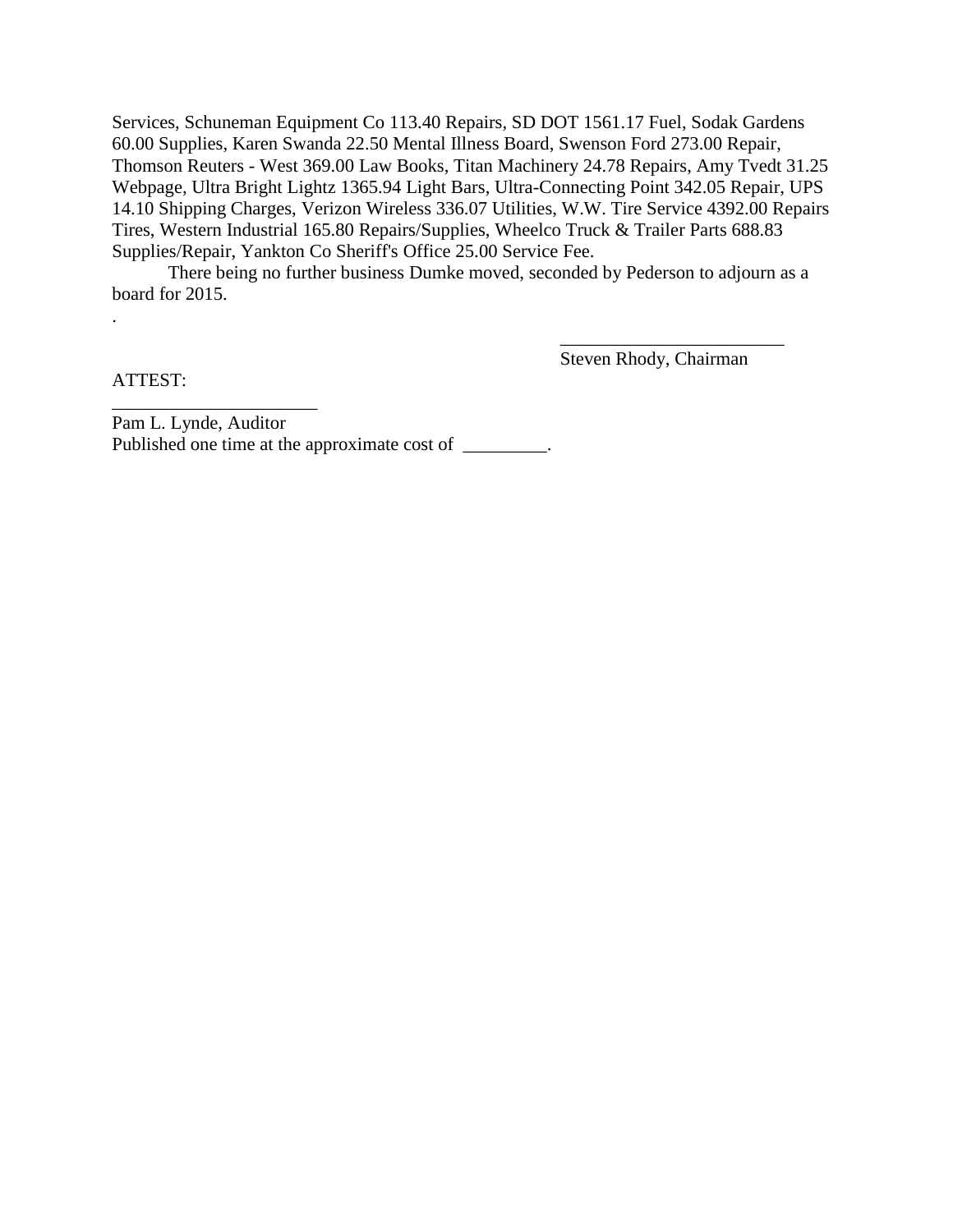Services, Schuneman Equipment Co 113.40 Repairs, SD DOT 1561.17 Fuel, Sodak Gardens 60.00 Supplies, Karen Swanda 22.50 Mental Illness Board, Swenson Ford 273.00 Repair, Thomson Reuters - West 369.00 Law Books, Titan Machinery 24.78 Repairs, Amy Tvedt 31.25 Webpage, Ultra Bright Lightz 1365.94 Light Bars, Ultra-Connecting Point 342.05 Repair, UPS 14.10 Shipping Charges, Verizon Wireless 336.07 Utilities, W.W. Tire Service 4392.00 Repairs Tires, Western Industrial 165.80 Repairs/Supplies, Wheelco Truck & Trailer Parts 688.83 Supplies/Repair, Yankton Co Sheriff's Office 25.00 Service Fee.

There being no further business Dumke moved, seconded by Pederson to adjourn as a board for 2015.

.

________________________
Steven Rhody, Chairman

ATTEST:

______________________
Pam L. Lynde, Auditor

Published one time at the approximate cost of _________.